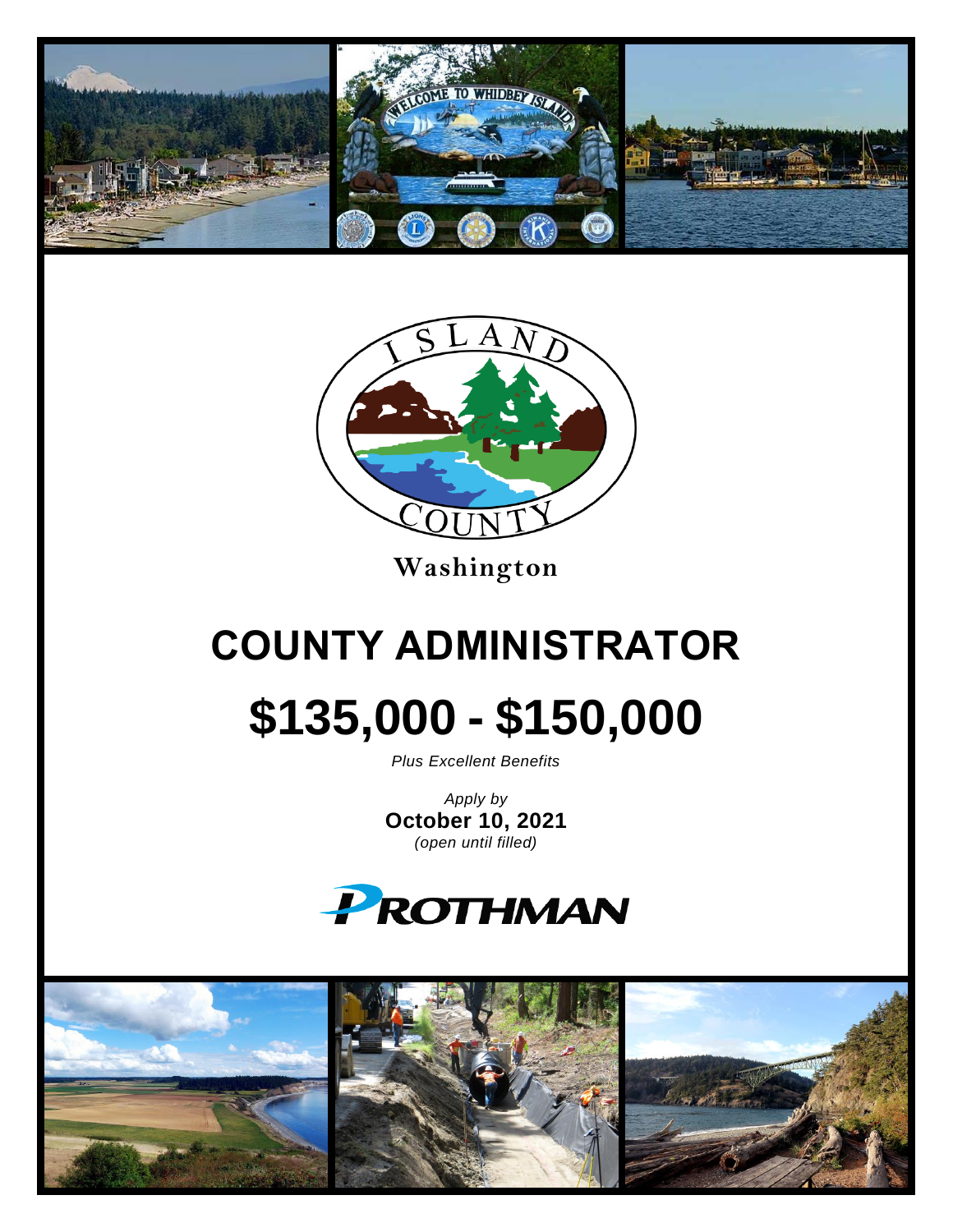Washington

# COUNTY ADMINISTRATOR

# $135,000 - $150,000

*Plus Excellent Benefits*

*Apply by*
**October 10, 2021**
*(open until filled)*

PROTHMAN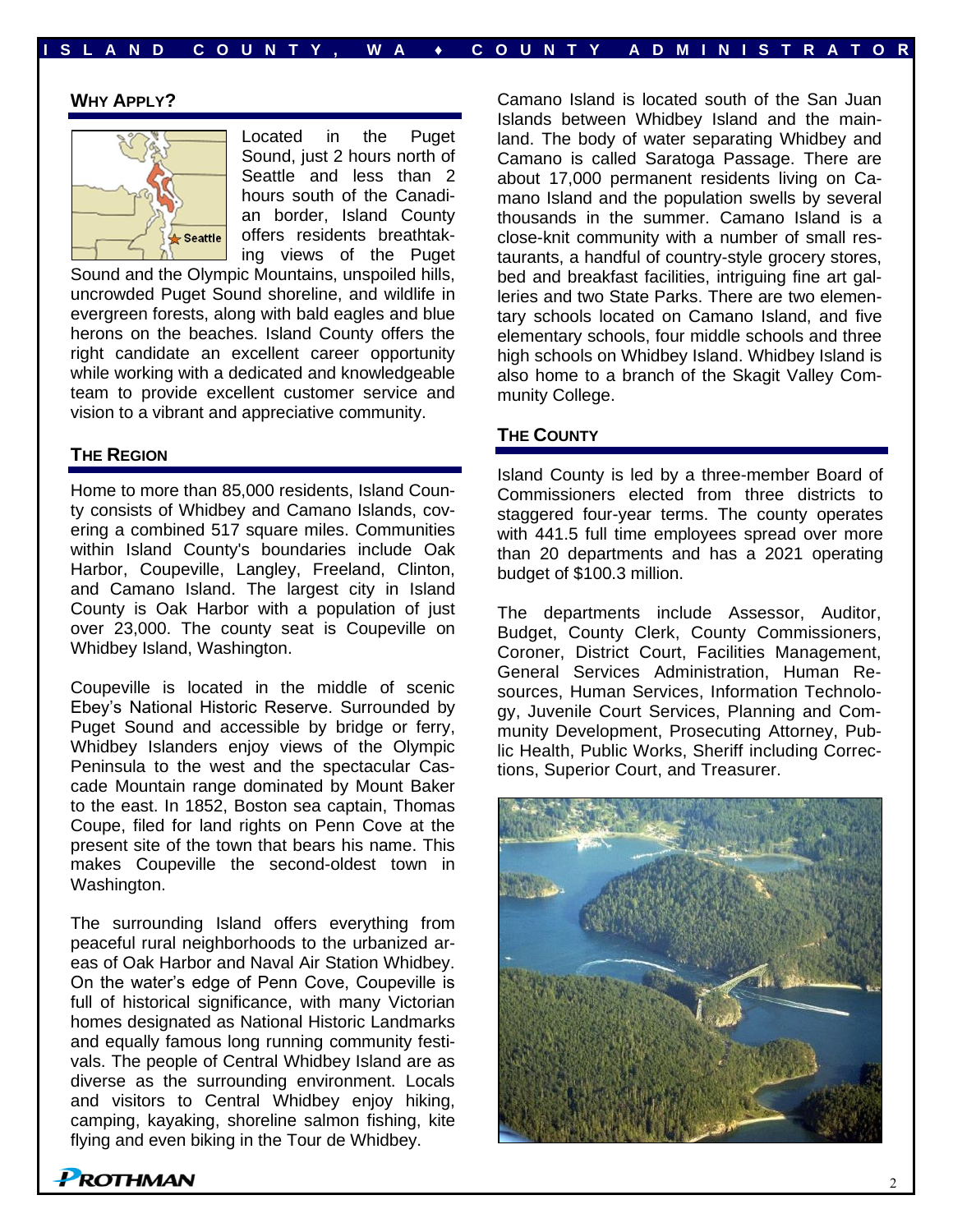## Why Apply?

Located in the Puget Sound, just 2 hours north of Seattle and less than 2 hours south of the Canadian border, Island County offers residents breathtaking views of the Puget Sound and the Olympic Mountains, unspoiled hills, uncrowded Puget Sound shoreline, and wildlife in evergreen forests, along with bald eagles and blue herons on the beaches. Island County offers the right candidate an excellent career opportunity while working with a dedicated and knowledgeable team to provide excellent customer service and vision to a vibrant and appreciative community.

## The Region

Home to more than 85,000 residents, Island County consists of Whidbey and Camano Islands, covering a combined 517 square miles. Communities within Island County's boundaries include Oak Harbor, Coupeville, Langley, Freeland, Clinton, and Camano Island. The largest city in Island County is Oak Harbor with a population of just over 23,000. The county seat is Coupeville on Whidbey Island, Washington.

Coupeville is located in the middle of scenic Ebey's National Historic Reserve. Surrounded by Puget Sound and accessible by bridge or ferry, Whidbey Islanders enjoy views of the Olympic Peninsula to the west and the spectacular Cascade Mountain range dominated by Mount Baker to the east. In 1852, Boston sea captain, Thomas Coupe, filed for land rights on Penn Cove at the present site of the town that bears his name. This makes Coupeville the second-oldest town in Washington.

The surrounding Island offers everything from peaceful rural neighborhoods to the urbanized areas of Oak Harbor and Naval Air Station Whidbey. On the water's edge of Penn Cove, Coupeville is full of historical significance, with many Victorian homes designated as National Historic Landmarks and equally famous long running community festivals. The people of Central Whidbey Island are as diverse as the surrounding environment. Locals and visitors to Central Whidbey enjoy hiking, camping, kayaking, shoreline salmon fishing, kite flying and even biking in the Tour de Whidbey.

Camano Island is located south of the San Juan Islands between Whidbey Island and the mainland. The body of water separating Whidbey and Camano is called Saratoga Passage. There are about 17,000 permanent residents living on Camano Island and the population swells by several thousands in the summer. Camano Island is a close-knit community with a number of small restaurants, a handful of country-style grocery stores, bed and breakfast facilities, intriguing fine art galleries and two State Parks. There are two elementary schools located on Camano Island, and five elementary schools, four middle schools and three high schools on Whidbey Island. Whidbey Island is also home to a branch of the Skagit Valley Community College.

## The County

Island County is led by a three-member Board of Commissioners elected from three districts to staggered four-year terms. The county operates with 441.5 full time employees spread over more than 20 departments and has a 2021 operating budget of $100.3 million.

The departments include Assessor, Auditor, Budget, County Clerk, County Commissioners, Coroner, District Court, Facilities Management, General Services Administration, Human Resources, Human Services, Information Technology, Juvenile Court Services, Planning and Community Development, Prosecuting Attorney, Public Health, Public Works, Sheriff including Corrections, Superior Court, and Treasurer.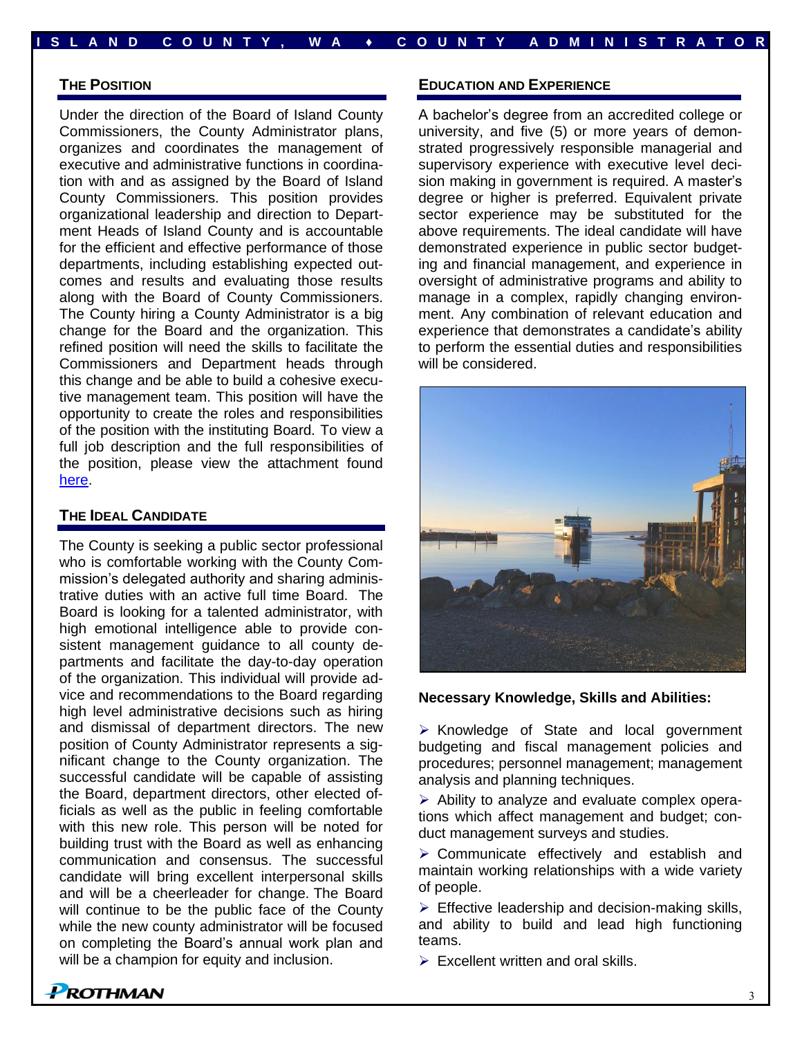## THE POSITION

Under the direction of the Board of Island County Commissioners, the County Administrator plans, organizes and coordinates the management of executive and administrative functions in coordination with and as assigned by the Board of Island County Commissioners. This position provides organizational leadership and direction to Department Heads of Island County and is accountable for the efficient and effective performance of those departments, including establishing expected outcomes and results and evaluating those results along with the Board of County Commissioners. The County hiring a County Administrator is a big change for the Board and the organization. This refined position will need the skills to facilitate the Commissioners and Department heads through this change and be able to build a cohesive executive management team. This position will have the opportunity to create the roles and responsibilities of the position with the instituting Board. To view a full job description and the full responsibilities of the position, please view the attachment found here.

## THE IDEAL CANDIDATE

The County is seeking a public sector professional who is comfortable working with the County Commission's delegated authority and sharing administrative duties with an active full time Board. The Board is looking for a talented administrator, with high emotional intelligence able to provide consistent management guidance to all county departments and facilitate the day-to-day operation of the organization. This individual will provide advice and recommendations to the Board regarding high level administrative decisions such as hiring and dismissal of department directors. The new position of County Administrator represents a significant change to the County organization. The successful candidate will be capable of assisting the Board, department directors, other elected officials as well as the public in feeling comfortable with this new role. This person will be noted for building trust with the Board as well as enhancing communication and consensus. The successful candidate will bring excellent interpersonal skills and will be a cheerleader for change. The Board will continue to be the public face of the County while the new county administrator will be focused on completing the Board's annual work plan and will be a champion for equity and inclusion.

## EDUCATION AND EXPERIENCE

A bachelor's degree from an accredited college or university, and five (5) or more years of demonstrated progressively responsible managerial and supervisory experience with executive level decision making in government is required. A master's degree or higher is preferred. Equivalent private sector experience may be substituted for the above requirements. The ideal candidate will have demonstrated experience in public sector budgeting and financial management, and experience in oversight of administrative programs and ability to manage in a complex, rapidly changing environment. Any combination of relevant education and experience that demonstrates a candidate's ability to perform the essential duties and responsibilities will be considered.

**Necessary Knowledge, Skills and Abilities:**

- Knowledge of State and local government budgeting and fiscal management policies and procedures; personnel management; management analysis and planning techniques.
- Ability to analyze and evaluate complex operations which affect management and budget; conduct management surveys and studies.
- Communicate effectively and establish and maintain working relationships with a wide variety of people.
- Effective leadership and decision-making skills, and ability to build and lead high functioning teams.
- Excellent written and oral skills.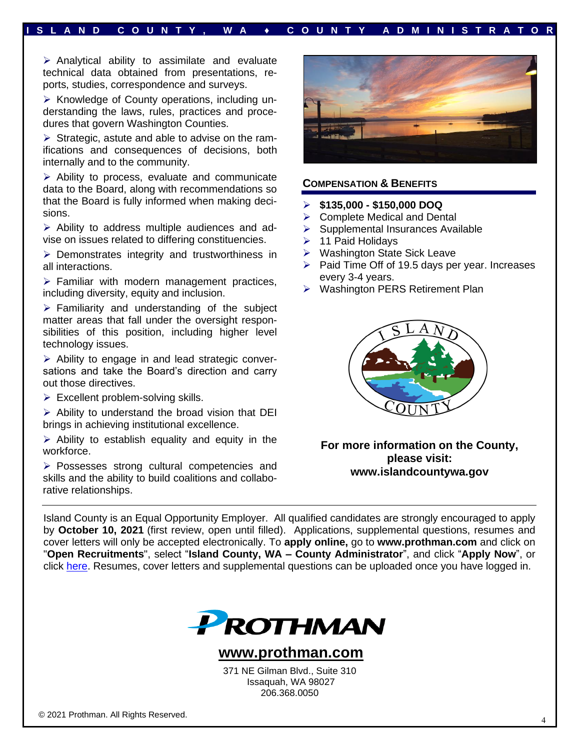- Analytical ability to assimilate and evaluate technical data obtained from presentations, reports, studies, correspondence and surveys.
- Knowledge of County operations, including understanding the laws, rules, practices and procedures that govern Washington Counties.
- Strategic, astute and able to advise on the ramifications and consequences of decisions, both internally and to the community.
- Ability to process, evaluate and communicate data to the Board, along with recommendations so that the Board is fully informed when making decisions.
- Ability to address multiple audiences and advise on issues related to differing constituencies.
- Demonstrates integrity and trustworthiness in all interactions.
- Familiar with modern management practices, including diversity, equity and inclusion.
- Familiarity and understanding of the subject matter areas that fall under the oversight responsibilities of this position, including higher level technology issues.
- Ability to engage in and lead strategic conversations and take the Board's direction and carry out those directives.
- Excellent problem-solving skills.
- Ability to understand the broad vision that DEI brings in achieving institutional excellence.
- Ability to establish equality and equity in the workforce.
- Possesses strong cultural competencies and skills and the ability to build coalitions and collaborative relationships.

## COMPENSATION & BENEFITS

- **$135,000 - $150,000 DOQ**
- Complete Medical and Dental
- Supplemental Insurances Available
- 11 Paid Holidays
- Washington State Sick Leave
- Paid Time Off of 19.5 days per year. Increases every 3-4 years.
- Washington PERS Retirement Plan

**For more information on the County, please visit: www.islandcountywa.gov**

---

Island County is an Equal Opportunity Employer. All qualified candidates are strongly encouraged to apply by **October 10, 2021** (first review, open until filled). Applications, supplemental questions, resumes and cover letters will only be accepted electronically. To **apply online,** go to **www.prothman.com** and click on "**Open Recruitments**", select "**Island County, WA – County Administrator**", and click "**Apply Now**", or click here. Resumes, cover letters and supplemental questions can be uploaded once you have logged in.

PROTHMAN

**www.prothman.com**

371 NE Gilman Blvd., Suite 310
Issaquah, WA 98027
206.368.0050

© 2021 Prothman. All Rights Reserved.